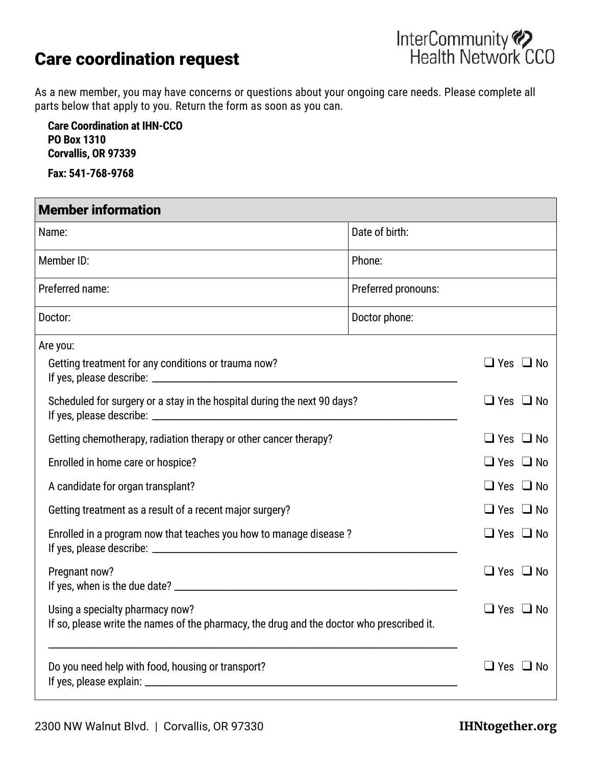# Care coordination request

InterCommunity Health Network CCO

As a new member, you may have concerns or questions about your ongoing care needs. Please complete all parts below that apply to you. Return the form as soon as you can.

**Care Coordination at IHN-CCO**
**PO Box 1310**
**Corvallis, OR 97339**

**Fax: 541-768-9768**

## Member information

| Name: | Date of birth: |
|---|---|
| Member ID: | Phone: |
| Preferred name: | Preferred pronouns: |
| Doctor: | Doctor phone: |

Are you:

- Getting treatment for any conditions or trauma now? ❑ Yes ❑ No
  If yes, please describe: ______________________________
- Scheduled for surgery or a stay in the hospital during the next 90 days? ❑ Yes ❑ No
  If yes, please describe: ______________________________
- Getting chemotherapy, radiation therapy or other cancer therapy? ❑ Yes ❑ No
- Enrolled in home care or hospice? ❑ Yes ❑ No
- A candidate for organ transplant? ❑ Yes ❑ No
- Getting treatment as a result of a recent major surgery? ❑ Yes ❑ No
- Enrolled in a program now that teaches you how to manage disease ? ❑ Yes ❑ No
  If yes, please describe: ______________________________
- Pregnant now? ❑ Yes ❑ No
  If yes, when is the due date? ______________________________
- Using a specialty pharmacy now? ❑ Yes ❑ No
  If so, please write the names of the pharmacy, the drug and the doctor who prescribed it.
  ______________________________
- Do you need help with food, housing or transport? ❑ Yes ❑ No
  If yes, please explain: ______________________________

2300 NW Walnut Blvd. | Corvallis, OR 97330 **IHNtogether.org**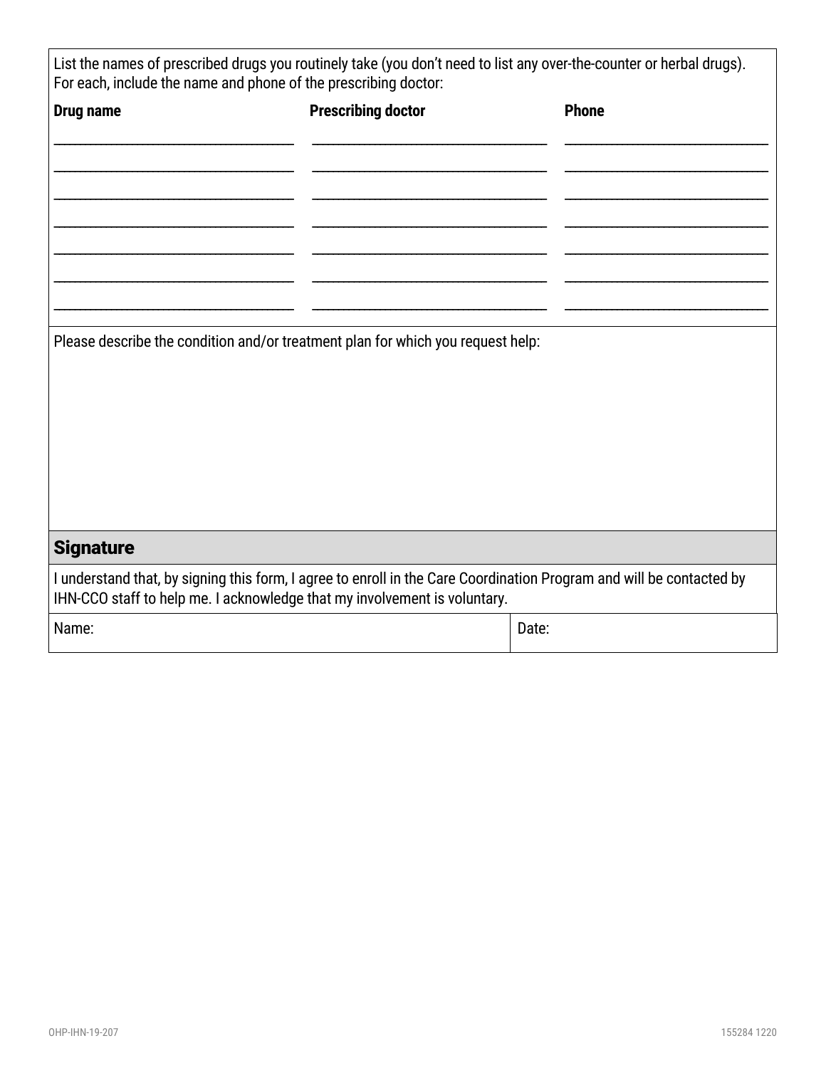List the names of prescribed drugs you routinely take (you don't need to list any over-the-counter or herbal drugs). For each, include the name and phone of the prescribing doctor:

| Drug name | Prescribing doctor | Phone |
|---|---|---|
| | | |
| | | |
| | | |
| | | |
| | | |
| | | |
| | | |

Please describe the condition and/or treatment plan for which you request help:

## Signature

I understand that, by signing this form, I agree to enroll in the Care Coordination Program and will be contacted by IHN-CCO staff to help me. I acknowledge that my involvement is voluntary.

| Name: | Date: |
|---|---|

OHP-IHN-19-207

155284 1220